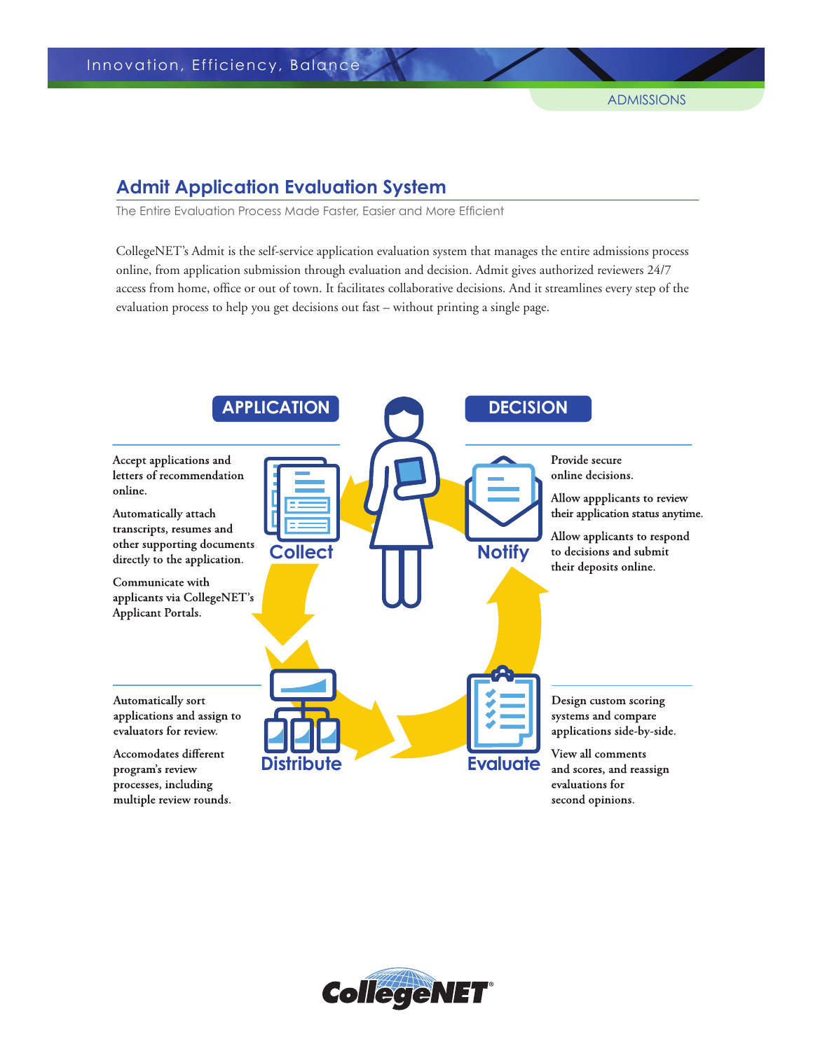# Admit Application Evaluation System

The Entire Evaluation Process Made Faster, Easier and More Efficient

CollegeNET's Admit is the self-service application evaluation system that manages the entire admissions process online, from application submission through evaluation and decision. Admit gives authorized reviewers 24/7 access from home, office or out of town. It facilitates collaborative decisions. And it streamlines every step of the evaluation process to help you get decisions out fast – without printing a single page.

## APPLICATION

### Collect

Accept applications and letters of recommendation online.

Automatically attach transcripts, resumes and other supporting documents directly to the application.

Communicate with applicants via CollegeNET's Applicant Portals.

### Distribute

Automatically sort applications and assign to evaluators for review.

Accomodates different program's review processes, including multiple review rounds.

## DECISION

### Notify

Provide secure online decisions.

Allow appplicants to review their application status anytime.

Allow applicants to respond to decisions and submit their deposits online.

### Evaluate

Design custom scoring systems and compare applications side-by-side.

View all comments and scores, and reassign evaluations for second opinions.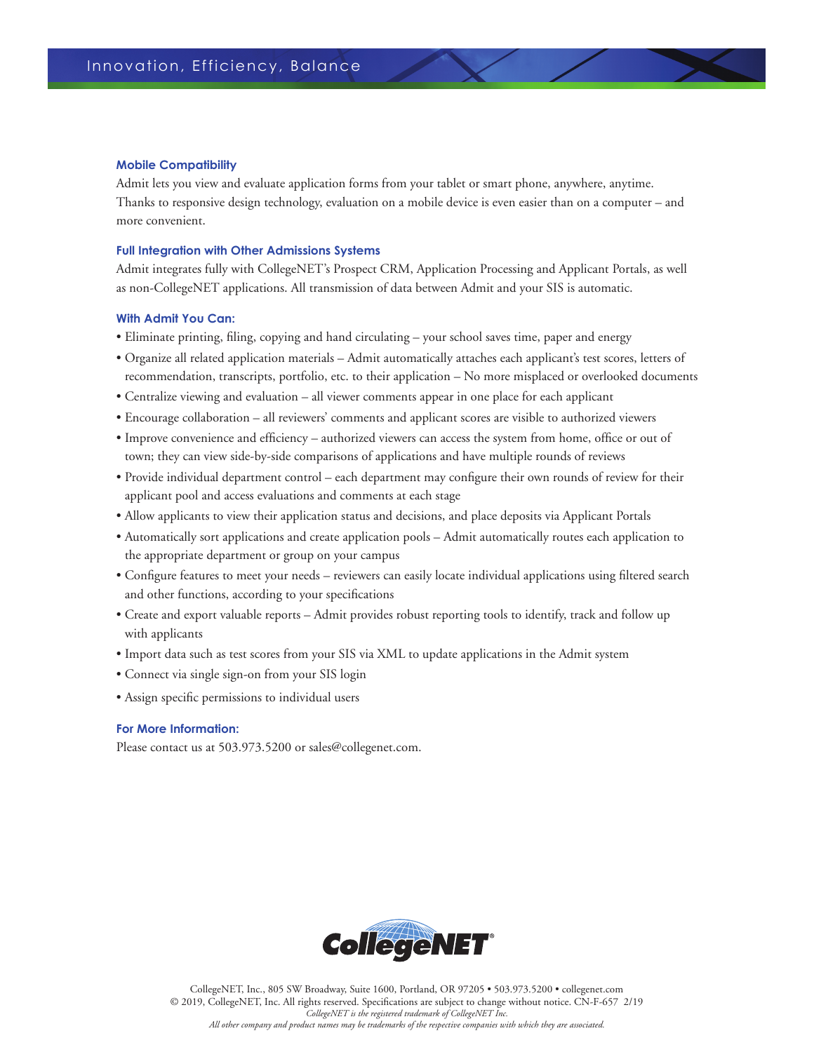### Mobile Compatibility

Admit lets you view and evaluate application forms from your tablet or smart phone, anywhere, anytime. Thanks to responsive design technology, evaluation on a mobile device is even easier than on a computer – and more convenient.

### Full Integration with Other Admissions Systems

Admit integrates fully with CollegeNET's Prospect CRM, Application Processing and Applicant Portals, as well as non-CollegeNET applications. All transmission of data between Admit and your SIS is automatic.

### With Admit You Can:

- Eliminate printing, filing, copying and hand circulating – your school saves time, paper and energy
- Organize all related application materials – Admit automatically attaches each applicant's test scores, letters of recommendation, transcripts, portfolio, etc. to their application – No more misplaced or overlooked documents
- Centralize viewing and evaluation – all viewer comments appear in one place for each applicant
- Encourage collaboration – all reviewers' comments and applicant scores are visible to authorized viewers
- Improve convenience and efficiency – authorized viewers can access the system from home, office or out of town; they can view side-by-side comparisons of applications and have multiple rounds of reviews
- Provide individual department control – each department may configure their own rounds of review for their applicant pool and access evaluations and comments at each stage
- Allow applicants to view their application status and decisions, and place deposits via Applicant Portals
- Automatically sort applications and create application pools – Admit automatically routes each application to the appropriate department or group on your campus
- Configure features to meet your needs – reviewers can easily locate individual applications using filtered search and other functions, according to your specifications
- Create and export valuable reports – Admit provides robust reporting tools to identify, track and follow up with applicants
- Import data such as test scores from your SIS via XML to update applications in the Admit system
- Connect via single sign-on from your SIS login
- Assign specific permissions to individual users

### For More Information:

Please contact us at 503.973.5200 or sales@collegenet.com.

CollegeNET, Inc., 805 SW Broadway, Suite 1600, Portland, OR 97205 • 503.973.5200 • collegenet.com
© 2019, CollegeNET, Inc. All rights reserved. Specifications are subject to change without notice. CN-F-657 2/19
*CollegeNET is the registered trademark of CollegeNET Inc.*
*All other company and product names may be trademarks of the respective companies with which they are associated.*